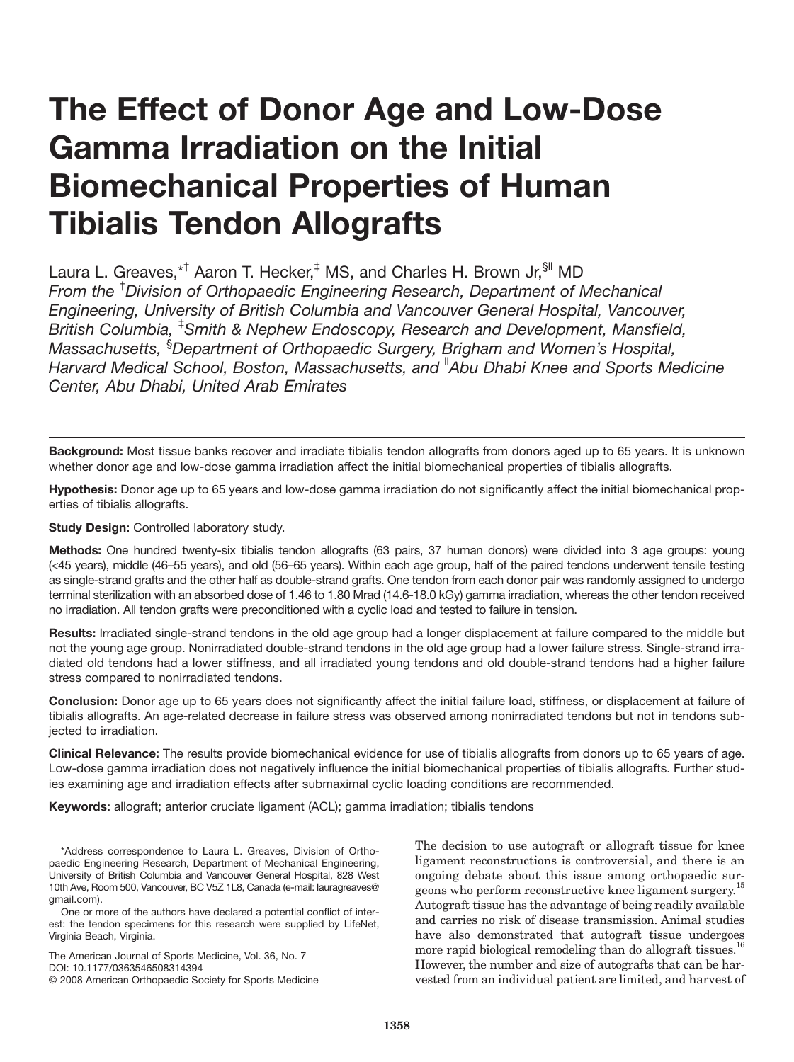# The Effect of Donor Age and Low-Dose Gamma Irradiation on the Initial Biomechanical Properties of Human Tibialis Tendon Allografts

Laura L. Greaves,*[†] Aaron T. Hecker,[‡] MS, and Charles H. Brown Jr,[§‖] MD

*From the [†]Division of Orthopaedic Engineering Research, Department of Mechanical Engineering, University of British Columbia and Vancouver General Hospital, Vancouver, British Columbia, [‡]Smith & Nephew Endoscopy, Research and Development, Mansfield, Massachusetts, [§]Department of Orthopaedic Surgery, Brigham and Women's Hospital, Harvard Medical School, Boston, Massachusetts, and [‖]Abu Dhabi Knee and Sports Medicine Center, Abu Dhabi, United Arab Emirates*

**Background:** Most tissue banks recover and irradiate tibialis tendon allografts from donors aged up to 65 years. It is unknown whether donor age and low-dose gamma irradiation affect the initial biomechanical properties of tibialis allografts.

**Hypothesis:** Donor age up to 65 years and low-dose gamma irradiation do not significantly affect the initial biomechanical properties of tibialis allografts.

**Study Design:** Controlled laboratory study.

**Methods:** One hundred twenty-six tibialis tendon allografts (63 pairs, 37 human donors) were divided into 3 age groups: young (<45 years), middle (46–55 years), and old (56–65 years). Within each age group, half of the paired tendons underwent tensile testing as single-strand grafts and the other half as double-strand grafts. One tendon from each donor pair was randomly assigned to undergo terminal sterilization with an absorbed dose of 1.46 to 1.80 Mrad (14.6-18.0 kGy) gamma irradiation, whereas the other tendon received no irradiation. All tendon grafts were preconditioned with a cyclic load and tested to failure in tension.

**Results:** Irradiated single-strand tendons in the old age group had a longer displacement at failure compared to the middle but not the young age group. Nonirradiated double-strand tendons in the old age group had a lower failure stress. Single-strand irradiated old tendons had a lower stiffness, and all irradiated young tendons and old double-strand tendons had a higher failure stress compared to nonirradiated tendons.

**Conclusion:** Donor age up to 65 years does not significantly affect the initial failure load, stiffness, or displacement at failure of tibialis allografts. An age-related decrease in failure stress was observed among nonirradiated tendons but not in tendons subjected to irradiation.

**Clinical Relevance:** The results provide biomechanical evidence for use of tibialis allografts from donors up to 65 years of age. Low-dose gamma irradiation does not negatively influence the initial biomechanical properties of tibialis allografts. Further studies examining age and irradiation effects after submaximal cyclic loading conditions are recommended.

**Keywords:** allograft; anterior cruciate ligament (ACL); gamma irradiation; tibialis tendons

The decision to use autograft or allograft tissue for knee ligament reconstructions is controversial, and there is an ongoing debate about this issue among orthopaedic surgeons who perform reconstructive knee ligament surgery.[15] Autograft tissue has the advantage of being readily available and carries no risk of disease transmission. Animal studies have also demonstrated that autograft tissue undergoes more rapid biological remodeling than do allograft tissues.[16] However, the number and size of autografts that can be harvested from an individual patient are limited, and harvest of

*Address correspondence to Laura L. Greaves, Division of Orthopaedic Engineering Research, Department of Mechanical Engineering, University of British Columbia and Vancouver General Hospital, 828 West 10th Ave, Room 500, Vancouver, BC V5Z 1L8, Canada (e-mail: lauragreaves@gmail.com).

One or more of the authors have declared a potential conflict of interest: the tendon specimens for this research were supplied by LifeNet, Virginia Beach, Virginia.

The American Journal of Sports Medicine, Vol. 36, No. 7
DOI: 10.1177/0363546508314394
© 2008 American Orthopaedic Society for Sports Medicine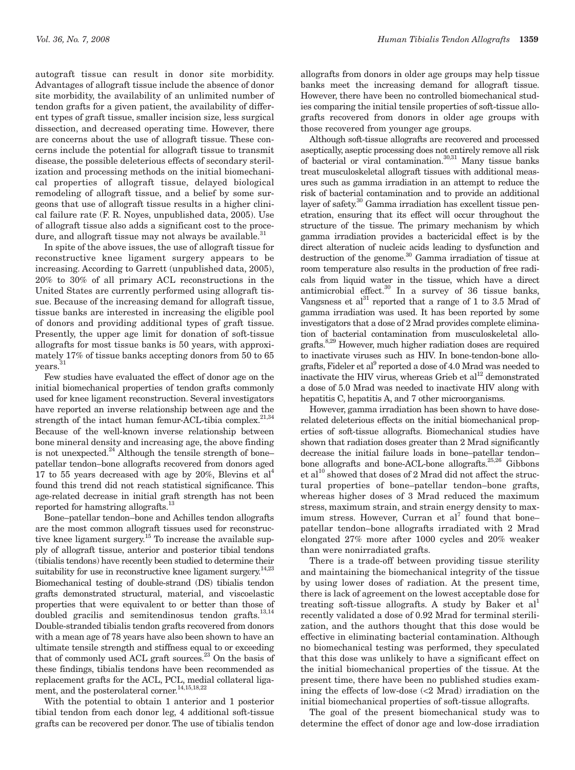autograft tissue can result in donor site morbidity. Advantages of allograft tissue include the absence of donor site morbidity, the availability of an unlimited number of tendon grafts for a given patient, the availability of different types of graft tissue, smaller incision size, less surgical dissection, and decreased operating time. However, there are concerns about the use of allograft tissue. These concerns include the potential for allograft tissue to transmit disease, the possible deleterious effects of secondary sterilization and processing methods on the initial biomechanical properties of allograft tissue, delayed biological remodeling of allograft tissue, and a belief by some surgeons that use of allograft tissue results in a higher clinical failure rate (F. R. Noyes, unpublished data, 2005). Use of allograft tissue also adds a significant cost to the procedure, and allograft tissue may not always be available.[31]

In spite of the above issues, the use of allograft tissue for reconstructive knee ligament surgery appears to be increasing. According to Garrett (unpublished data, 2005), 20% to 30% of all primary ACL reconstructions in the United States are currently performed using allograft tissue. Because of the increasing demand for allograft tissue, tissue banks are interested in increasing the eligible pool of donors and providing additional types of graft tissue. Presently, the upper age limit for donation of soft-tissue allografts for most tissue banks is 50 years, with approximately 17% of tissue banks accepting donors from 50 to 65 years.[31]

Few studies have evaluated the effect of donor age on the initial biomechanical properties of tendon grafts commonly used for knee ligament reconstruction. Several investigators have reported an inverse relationship between age and the strength of the intact human femur-ACL-tibia complex.[21,34] Because of the well-known inverse relationship between bone mineral density and increasing age, the above finding is not unexpected.[24] Although the tensile strength of bone–patellar tendon–bone allografts recovered from donors aged 17 to 55 years decreased with age by 20%, Blevins et al[4] found this trend did not reach statistical significance. This age-related decrease in initial graft strength has not been reported for hamstring allografts.[13]

Bone–patellar tendon–bone and Achilles tendon allografts are the most common allograft tissues used for reconstructive knee ligament surgery.[15] To increase the available supply of allograft tissue, anterior and posterior tibial tendons (tibialis tendons) have recently been studied to determine their suitability for use in reconstructive knee ligament surgery.[14,23] Biomechanical testing of double-strand (DS) tibialis tendon grafts demonstrated structural, material, and viscoelastic properties that were equivalent to or better than those of doubled gracilis and semitendinosus tendon grafts.[13,14] Double-stranded tibialis tendon grafts recovered from donors with a mean age of 78 years have also been shown to have an ultimate tensile strength and stiffness equal to or exceeding that of commonly used ACL graft sources.[23] On the basis of these findings, tibialis tendons have been recommended as replacement grafts for the ACL, PCL, medial collateral ligament, and the posterolateral corner.[14,15,18,22]

With the potential to obtain 1 anterior and 1 posterior tibial tendon from each donor leg, 4 additional soft-tissue grafts can be recovered per donor. The use of tibialis tendon allografts from donors in older age groups may help tissue banks meet the increasing demand for allograft tissue. However, there have been no controlled biomechanical studies comparing the initial tensile properties of soft-tissue allografts recovered from donors in older age groups with those recovered from younger age groups.

Although soft-tissue allografts are recovered and processed aseptically, aseptic processing does not entirely remove all risk of bacterial or viral contamination.[30,31] Many tissue banks treat musculoskeletal allograft tissues with additional measures such as gamma irradiation in an attempt to reduce the risk of bacterial contamination and to provide an additional layer of safety.[30] Gamma irradiation has excellent tissue penetration, ensuring that its effect will occur throughout the structure of the tissue. The primary mechanism by which gamma irradiation provides a bactericidal effect is by the direct alteration of nucleic acids leading to dysfunction and destruction of the genome.[30] Gamma irradiation of tissue at room temperature also results in the production of free radicals from liquid water in the tissue, which have a direct antimicrobial effect.[30] In a survey of 36 tissue banks, Vangsness et al[31] reported that a range of 1 to 3.5 Mrad of gamma irradiation was used. It has been reported by some investigators that a dose of 2 Mrad provides complete elimination of bacterial contamination from musculoskeletal allografts.[8,29] However, much higher radiation doses are required to inactivate viruses such as HIV. In bone-tendon-bone allografts, Fideler et al[9] reported a dose of 4.0 Mrad was needed to inactivate the HIV virus, whereas Grieb et al[12] demonstrated a dose of 5.0 Mrad was needed to inactivate HIV along with hepatitis C, hepatitis A, and 7 other microorganisms.

However, gamma irradiation has been shown to have dose-related deleterious effects on the initial biomechanical properties of soft-tissue allografts. Biomechanical studies have shown that radiation doses greater than 2 Mrad significantly decrease the initial failure loads in bone–patellar tendon–bone allografts and bone-ACL-bone allografts.[25,26] Gibbons et al[10] showed that doses of 2 Mrad did not affect the structural properties of bone–patellar tendon–bone grafts, whereas higher doses of 3 Mrad reduced the maximum stress, maximum strain, and strain energy density to maximum stress. However, Curran et al[7] found that bone–patellar tendon–bone allografts irradiated with 2 Mrad elongated 27% more after 1000 cycles and 20% weaker than were nonirradiated grafts.

There is a trade-off between providing tissue sterility and maintaining the biomechanical integrity of the tissue by using lower doses of radiation. At the present time, there is lack of agreement on the lowest acceptable dose for treating soft-tissue allografts. A study by Baker et al[1] recently validated a dose of 0.92 Mrad for terminal sterilization, and the authors thought that this dose would be effective in eliminating bacterial contamination. Although no biomechanical testing was performed, they speculated that this dose was unlikely to have a significant effect on the initial biomechanical properties of the tissue. At the present time, there have been no published studies examining the effects of low-dose (<2 Mrad) irradiation on the initial biomechanical properties of soft-tissue allografts.

The goal of the present biomechanical study was to determine the effect of donor age and low-dose irradiation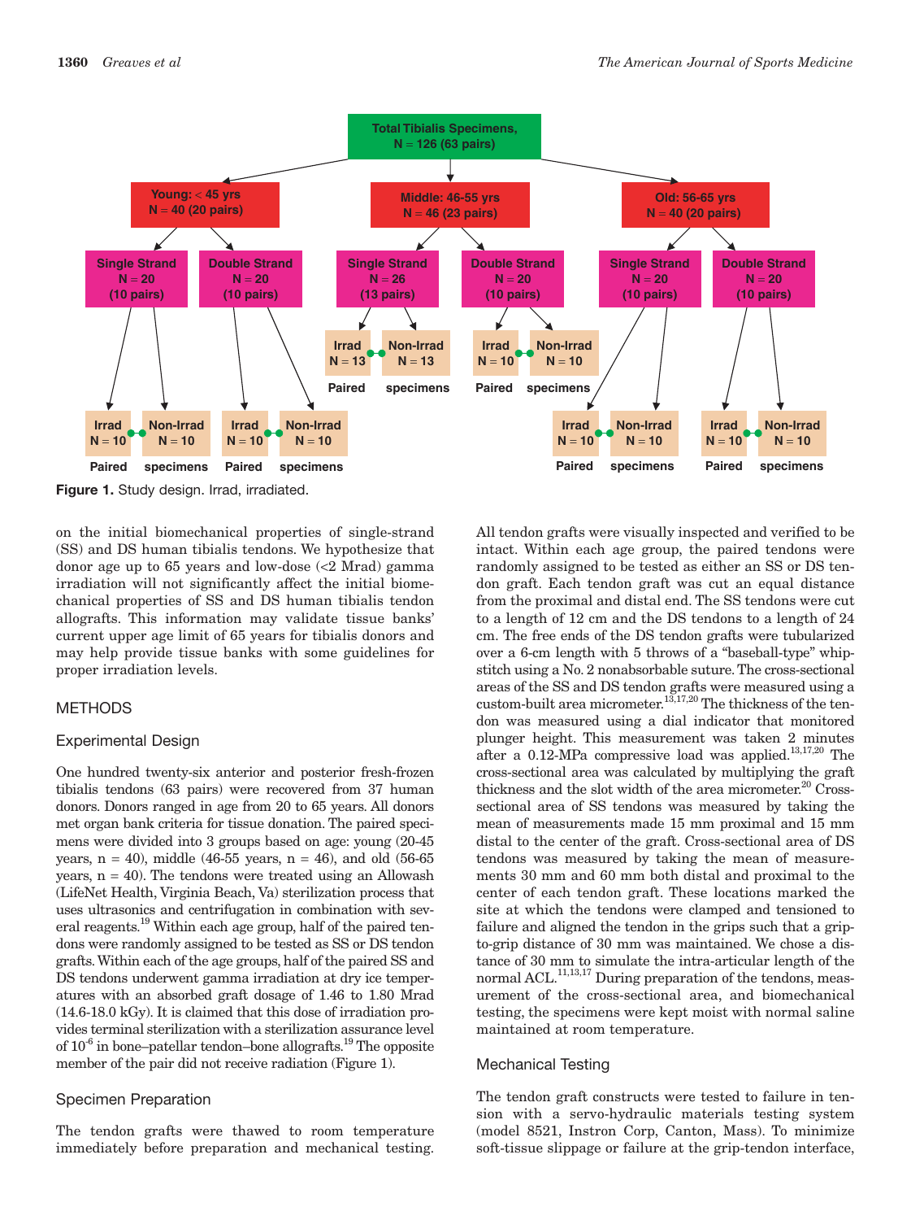**Figure 1.** Study design. Irrad, irradiated.

on the initial biomechanical properties of single-strand (SS) and DS human tibialis tendons. We hypothesize that donor age up to 65 years and low-dose (<2 Mrad) gamma irradiation will not significantly affect the initial biomechanical properties of SS and DS human tibialis tendon allografts. This information may validate tissue banks' current upper age limit of 65 years for tibialis donors and may help provide tissue banks with some guidelines for proper irradiation levels.

## METHODS

### Experimental Design

One hundred twenty-six anterior and posterior fresh-frozen tibialis tendons (63 pairs) were recovered from 37 human donors. Donors ranged in age from 20 to 65 years. All donors met organ bank criteria for tissue donation. The paired specimens were divided into 3 groups based on age: young (20-45 years, n = 40), middle (46-55 years, n = 46), and old (56-65 years, n = 40). The tendons were treated using an Allowash (LifeNet Health, Virginia Beach, Va) sterilization process that uses ultrasonics and centrifugation in combination with several reagents.[19] Within each age group, half of the paired tendons were randomly assigned to be tested as SS or DS tendon grafts. Within each of the age groups, half of the paired SS and DS tendons underwent gamma irradiation at dry ice temperatures with an absorbed graft dosage of 1.46 to 1.80 Mrad (14.6-18.0 kGy). It is claimed that this dose of irradiation provides terminal sterilization with a sterilization assurance level of $10^{-6}$ in bone–patellar tendon–bone allografts.[19] The opposite member of the pair did not receive radiation (Figure 1).

### Specimen Preparation

The tendon grafts were thawed to room temperature immediately before preparation and mechanical testing. All tendon grafts were visually inspected and verified to be intact. Within each age group, the paired tendons were randomly assigned to be tested as either an SS or DS tendon graft. Each tendon graft was cut an equal distance from the proximal and distal end. The SS tendons were cut to a length of 12 cm and the DS tendons to a length of 24 cm. The free ends of the DS tendon grafts were tubularized over a 6-cm length with 5 throws of a "baseball-type" whipstitch using a No. 2 nonabsorbable suture. The cross-sectional areas of the SS and DS tendon grafts were measured using a custom-built area micrometer.[13,17,20] The thickness of the tendon was measured using a dial indicator that monitored plunger height. This measurement was taken 2 minutes after a 0.12-MPa compressive load was applied.[13,17,20] The cross-sectional area was calculated by multiplying the graft thickness and the slot width of the area micrometer.[20] Cross-sectional area of SS tendons was measured by taking the mean of measurements made 15 mm proximal and 15 mm distal to the center of the graft. Cross-sectional area of DS tendons was measured by taking the mean of measurements 30 mm and 60 mm both distal and proximal to the center of each tendon graft. These locations marked the site at which the tendons were clamped and tensioned to failure and aligned the tendon in the grips such that a grip-to-grip distance of 30 mm was maintained. We chose a distance of 30 mm to simulate the intra-articular length of the normal ACL.[11,13,17] During preparation of the tendons, measurement of the cross-sectional area, and biomechanical testing, the specimens were kept moist with normal saline maintained at room temperature.

### Mechanical Testing

The tendon graft constructs were tested to failure in tension with a servo-hydraulic materials testing system (model 8521, Instron Corp, Canton, Mass). To minimize soft-tissue slippage or failure at the grip-tendon interface,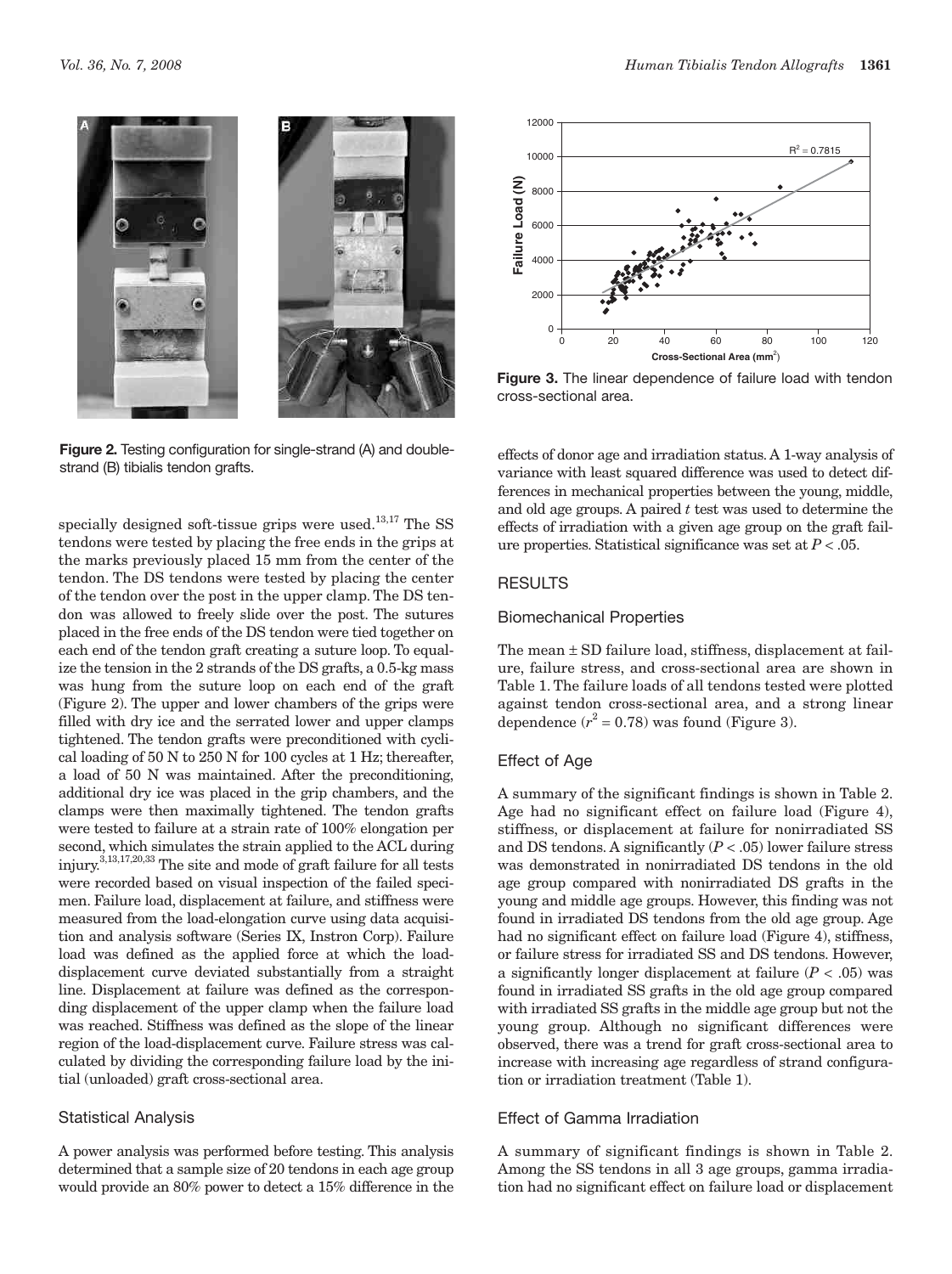**Figure 2.** Testing configuration for single-strand (A) and double-strand (B) tibialis tendon grafts.

specially designed soft-tissue grips were used.[13,17] The SS tendons were tested by placing the free ends in the grips at the marks previously placed 15 mm from the center of the tendon. The DS tendons were tested by placing the center of the tendon over the post in the upper clamp. The DS tendon was allowed to freely slide over the post. The sutures placed in the free ends of the DS tendon were tied together on each end of the tendon graft creating a suture loop. To equalize the tension in the 2 strands of the DS grafts, a 0.5-kg mass was hung from the suture loop on each end of the graft (Figure 2). The upper and lower chambers of the grips were filled with dry ice and the serrated lower and upper clamps tightened. The tendon grafts were preconditioned with cyclical loading of 50 N to 250 N for 100 cycles at 1 Hz; thereafter, a load of 50 N was maintained. After the preconditioning, additional dry ice was placed in the grip chambers, and the clamps were then maximally tightened. The tendon grafts were tested to failure at a strain rate of 100% elongation per second, which simulates the strain applied to the ACL during injury.[3,13,17,20,33] The site and mode of graft failure for all tests were recorded based on visual inspection of the failed specimen. Failure load, displacement at failure, and stiffness were measured from the load-elongation curve using data acquisition and analysis software (Series IX, Instron Corp). Failure load was defined as the applied force at which the load-displacement curve deviated substantially from a straight line. Displacement at failure was defined as the corresponding displacement of the upper clamp when the failure load was reached. Stiffness was defined as the slope of the linear region of the load-displacement curve. Failure stress was calculated by dividing the corresponding failure load by the initial (unloaded) graft cross-sectional area.

## Statistical Analysis

A power analysis was performed before testing. This analysis determined that a sample size of 20 tendons in each age group would provide an 80% power to detect a 15% difference in the

**Figure 3.** The linear dependence of failure load with tendon cross-sectional area.

effects of donor age and irradiation status. A 1-way analysis of variance with least squared difference was used to detect differences in mechanical properties between the young, middle, and old age groups. A paired *t* test was used to determine the effects of irradiation with a given age group on the graft failure properties. Statistical significance was set at $P < .05$.

# RESULTS

## Biomechanical Properties

The mean ± SD failure load, stiffness, displacement at failure, failure stress, and cross-sectional area are shown in Table 1. The failure loads of all tendons tested were plotted against tendon cross-sectional area, and a strong linear dependence ($r^2 = 0.78$) was found (Figure 3).

## Effect of Age

A summary of the significant findings is shown in Table 2. Age had no significant effect on failure load (Figure 4), stiffness, or displacement at failure for nonirradiated SS and DS tendons. A significantly ($P < .05$) lower failure stress was demonstrated in nonirradiated DS tendons in the old age group compared with nonirradiated DS grafts in the young and middle age groups. However, this finding was not found in irradiated DS tendons from the old age group. Age had no significant effect on failure load (Figure 4), stiffness, or failure stress for irradiated SS and DS tendons. However, a significantly longer displacement at failure ($P < .05$) was found in irradiated SS grafts in the old age group compared with irradiated SS grafts in the middle age group but not the young group. Although no significant differences were observed, there was a trend for graft cross-sectional area to increase with increasing age regardless of strand configuration or irradiation treatment (Table 1).

## Effect of Gamma Irradiation

A summary of significant findings is shown in Table 2. Among the SS tendons in all 3 age groups, gamma irradiation had no significant effect on failure load or displacement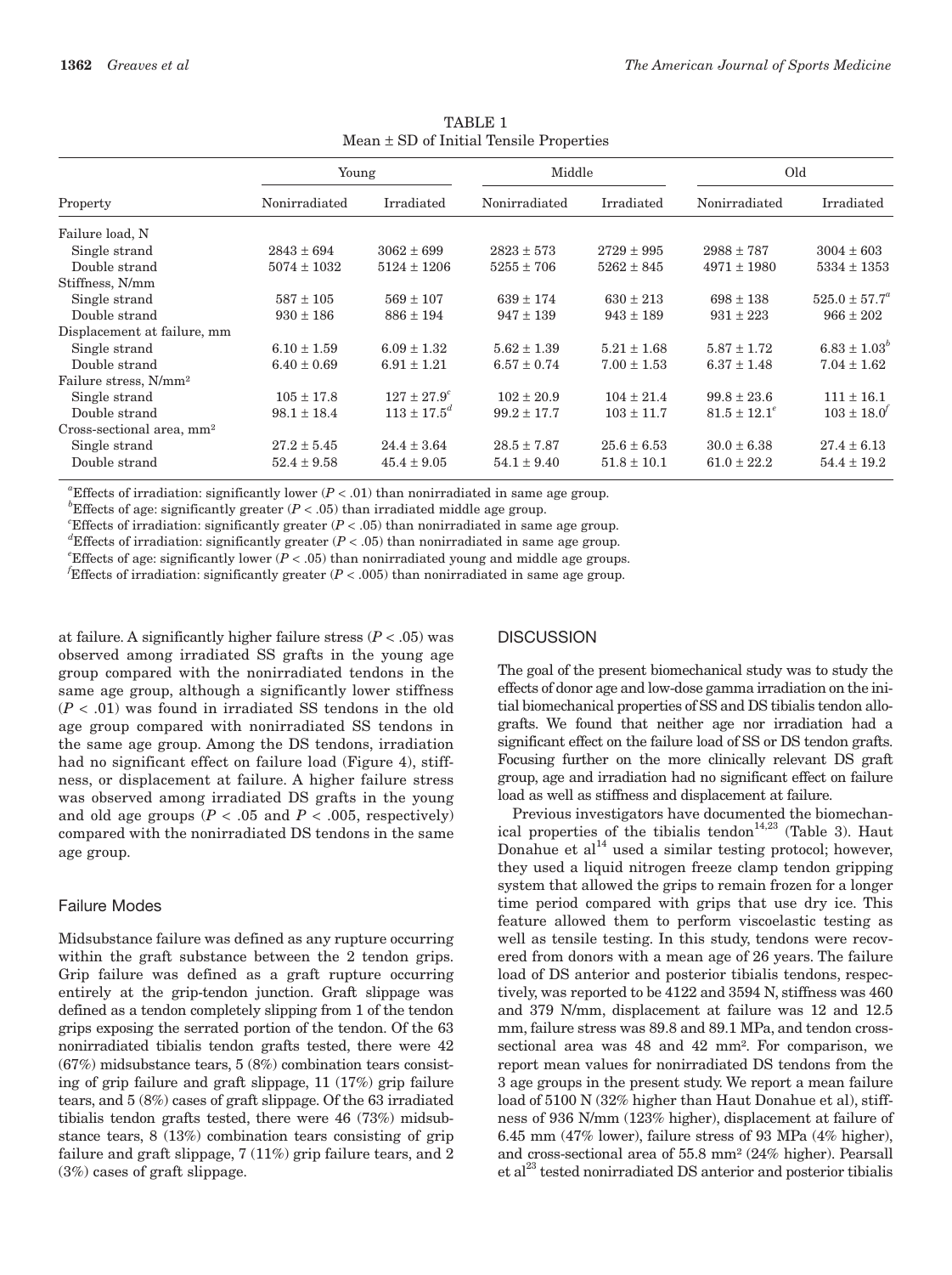TABLE 1
Mean ± SD of Initial Tensile Properties

| Property | Young | | Middle | | Old | |
|---|---|---|---|---|---|---|
| | Nonirradiated | Irradiated | Nonirradiated | Irradiated | Nonirradiated | Irradiated |
| Failure load, N | | | | | | |
| Single strand | 2843 ± 694 | 3062 ± 699 | 2823 ± 573 | 2729 ± 995 | 2988 ± 787 | 3004 ± 603 |
| Double strand | 5074 ± 1032 | 5124 ± 1206 | 5255 ± 706 | 5262 ± 845 | 4971 ± 1980 | 5334 ± 1353 |
| Stiffness, N/mm | | | | | | |
| Single strand | 587 ± 105 | 569 ± 107 | 639 ± 174 | 630 ± 213 | 698 ± 138 | 525.0 ± 57.7[a] |
| Double strand | 930 ± 186 | 886 ± 194 | 947 ± 139 | 943 ± 189 | 931 ± 223 | 966 ± 202 |
| Displacement at failure, mm | | | | | | |
| Single strand | 6.10 ± 1.59 | 6.09 ± 1.32 | 5.62 ± 1.39 | 5.21 ± 1.68 | 5.87 ± 1.72 | 6.83 ± 1.03[b] |
| Double strand | 6.40 ± 0.69 | 6.91 ± 1.21 | 6.57 ± 0.74 | 7.00 ± 1.53 | 6.37 ± 1.48 | 7.04 ± 1.62 |
| Failure stress, N/mm² | | | | | | |
| Single strand | 105 ± 17.8 | 127 ± 27.9[c] | 102 ± 20.9 | 104 ± 21.4 | 99.8 ± 23.6 | 111 ± 16.1 |
| Double strand | 98.1 ± 18.4 | 113 ± 17.5[d] | 99.2 ± 17.7 | 103 ± 11.7 | 81.5 ± 12.1[e] | 103 ± 18.0[f] |
| Cross-sectional area, mm² | | | | | | |
| Single strand | 27.2 ± 5.45 | 24.4 ± 3.64 | 28.5 ± 7.87 | 25.6 ± 6.53 | 30.0 ± 6.38 | 27.4 ± 6.13 |
| Double strand | 52.4 ± 9.58 | 45.4 ± 9.05 | 54.1 ± 9.40 | 51.8 ± 10.1 | 61.0 ± 22.2 | 54.4 ± 19.2 |

[a]Effects of irradiation: significantly lower ($P < .01$) than nonirradiated in same age group.
[b]Effects of age: significantly greater ($P < .05$) than irradiated middle age group.
[c]Effects of irradiation: significantly greater ($P < .05$) than nonirradiated in same age group.
[d]Effects of irradiation: significantly greater ($P < .05$) than nonirradiated in same age group.
[e]Effects of age: significantly lower ($P < .05$) than nonirradiated young and middle age groups.
[f]Effects of irradiation: significantly greater ($P < .005$) than nonirradiated in same age group.

at failure. A significantly higher failure stress ($P < .05$) was observed among irradiated SS grafts in the young age group compared with the nonirradiated tendons in the same age group, although a significantly lower stiffness ($P < .01$) was found in irradiated SS tendons in the old age group compared with nonirradiated SS tendons in the same age group. Among the DS tendons, irradiation had no significant effect on failure load (Figure 4), stiffness, or displacement at failure. A higher failure stress was observed among irradiated DS grafts in the young and old age groups ($P < .05$ and $P < .005$, respectively) compared with the nonirradiated DS tendons in the same age group.

### Failure Modes

Midsubstance failure was defined as any rupture occurring within the graft substance between the 2 tendon grips. Grip failure was defined as a graft rupture occurring entirely at the grip-tendon junction. Graft slippage was defined as a tendon completely slipping from 1 of the tendon grips exposing the serrated portion of the tendon. Of the 63 nonirradiated tibialis tendon grafts tested, there were 42 (67%) midsubstance tears, 5 (8%) combination tears consisting of grip failure and graft slippage, 11 (17%) grip failure tears, and 5 (8%) cases of graft slippage. Of the 63 irradiated tibialis tendon grafts tested, there were 46 (73%) midsubstance tears, 8 (13%) combination tears consisting of grip failure and graft slippage, 7 (11%) grip failure tears, and 2 (3%) cases of graft slippage.

## DISCUSSION

The goal of the present biomechanical study was to study the effects of donor age and low-dose gamma irradiation on the initial biomechanical properties of SS and DS tibialis tendon allografts. We found that neither age nor irradiation had a significant effect on the failure load of SS or DS tendon grafts. Focusing further on the more clinically relevant DS graft group, age and irradiation had no significant effect on failure load as well as stiffness and displacement at failure.

Previous investigators have documented the biomechanical properties of the tibialis tendon[14,23] (Table 3). Haut Donahue et al[14] used a similar testing protocol; however, they used a liquid nitrogen freeze clamp tendon gripping system that allowed the grips to remain frozen for a longer time period compared with grips that use dry ice. This feature allowed them to perform viscoelastic testing as well as tensile testing. In this study, tendons were recovered from donors with a mean age of 26 years. The failure load of DS anterior and posterior tibialis tendons, respectively, was reported to be 4122 and 3594 N, stiffness was 460 and 379 N/mm, displacement at failure was 12 and 12.5 mm, failure stress was 89.8 and 89.1 MPa, and tendon cross-sectional area was 48 and 42 mm². For comparison, we report mean values for nonirradiated DS tendons from the 3 age groups in the present study. We report a mean failure load of 5100 N (32% higher than Haut Donahue et al), stiffness of 936 N/mm (123% higher), displacement at failure of 6.45 mm (47% lower), failure stress of 93 MPa (4% higher), and cross-sectional area of 55.8 mm² (24% higher). Pearsall et al[23] tested nonirradiated DS anterior and posterior tibialis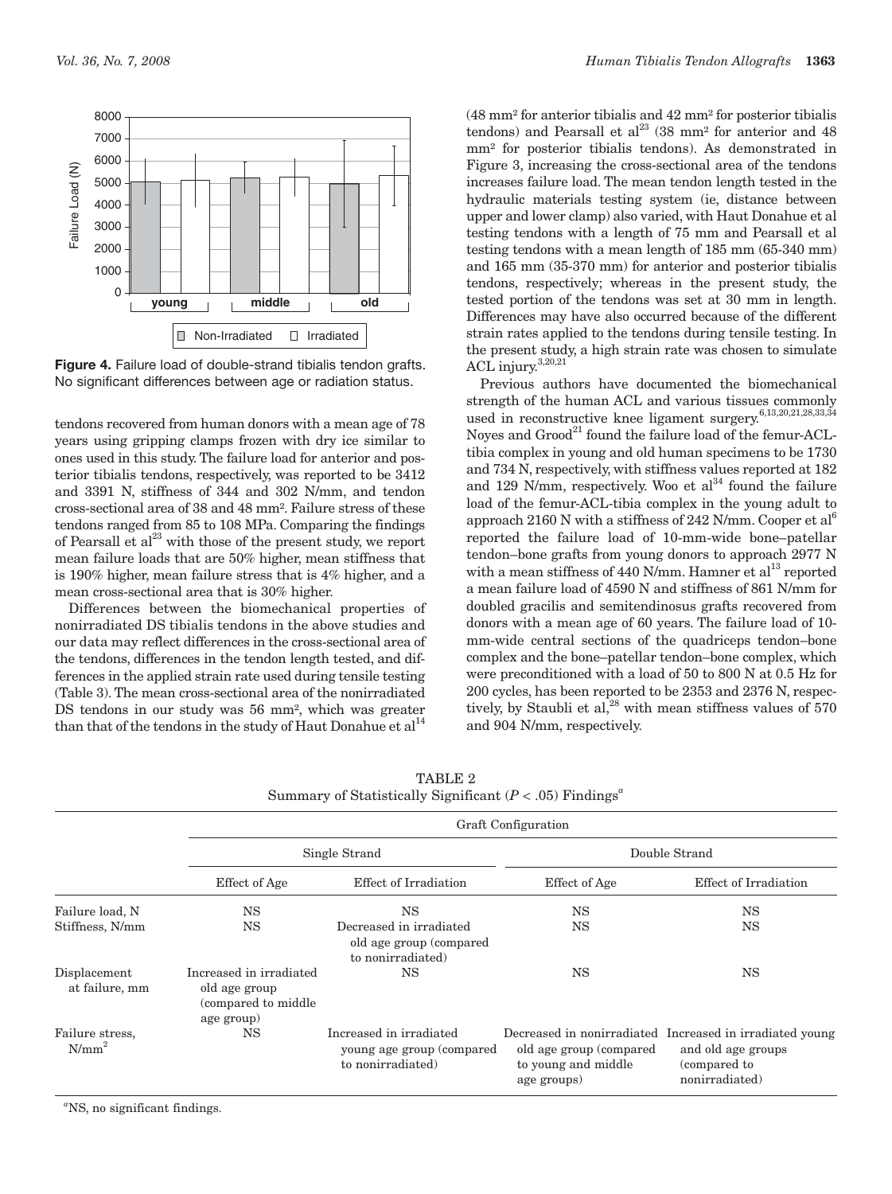**Figure 4.** Failure load of double-strand tibialis tendon grafts. No significant differences between age or radiation status.

tendons recovered from human donors with a mean age of 78 years using gripping clamps frozen with dry ice similar to ones used in this study. The failure load for anterior and posterior tibialis tendons, respectively, was reported to be 3412 and 3391 N, stiffness of 344 and 302 N/mm, and tendon cross-sectional area of 38 and 48 mm². Failure stress of these tendons ranged from 85 to 108 MPa. Comparing the findings of Pearsall et al[23] with those of the present study, we report mean failure loads that are 50% higher, mean stiffness that is 190% higher, mean failure stress that is 4% higher, and a mean cross-sectional area that is 30% higher.

Differences between the biomechanical properties of nonirradiated DS tibialis tendons in the above studies and our data may reflect differences in the cross-sectional area of the tendons, differences in the tendon length tested, and differences in the applied strain rate used during tensile testing (Table 3). The mean cross-sectional area of the nonirradiated DS tendons in our study was 56 mm², which was greater than that of the tendons in the study of Haut Donahue et al[14] (48 mm² for anterior tibialis and 42 mm² for posterior tibialis tendons) and Pearsall et al[23] (38 mm² for anterior and 48 mm² for posterior tibialis tendons). As demonstrated in Figure 3, increasing the cross-sectional area of the tendons increases failure load. The mean tendon length tested in the hydraulic materials testing system (ie, distance between upper and lower clamp) also varied, with Haut Donahue et al testing tendons with a length of 75 mm and Pearsall et al testing tendons with a mean length of 185 mm (65-340 mm) and 165 mm (35-370 mm) for anterior and posterior tibialis tendons, respectively; whereas in the present study, the tested portion of the tendons was set at 30 mm in length. Differences may have also occurred because of the different strain rates applied to the tendons during tensile testing. In the present study, a high strain rate was chosen to simulate ACL injury.[3,20,21]

Previous authors have documented the biomechanical strength of the human ACL and various tissues commonly used in reconstructive knee ligament surgery.[6,13,20,21,28,33,34] Noyes and Grood[21] found the failure load of the femur-ACL-tibia complex in young and old human specimens to be 1730 and 734 N, respectively, with stiffness values reported at 182 and 129 N/mm, respectively. Woo et al[34] found the failure load of the femur-ACL-tibia complex in the young adult to approach 2160 N with a stiffness of 242 N/mm. Cooper et al[6] reported the failure load of 10-mm-wide bone–patellar tendon–bone grafts from young donors to approach 2977 N with a mean stiffness of 440 N/mm. Hamner et al[13] reported a mean failure load of 4590 N and stiffness of 861 N/mm for doubled gracilis and semitendinosus grafts recovered from donors with a mean age of 60 years. The failure load of 10-mm-wide central sections of the quadriceps tendon–bone complex and the bone–patellar tendon–bone complex, which were preconditioned with a load of 50 to 800 N at 0.5 Hz for 200 cycles, has been reported to be 2353 and 2376 N, respectively, by Staubli et al,[28] with mean stiffness values of 570 and 904 N/mm, respectively.

TABLE 2
Summary of Statistically Significant ($P < .05$) Findings[a]

| | Graft Configuration | | | |
|---|---|---|---|---|
| | Single Strand | | Double Strand | |
| | Effect of Age | Effect of Irradiation | Effect of Age | Effect of Irradiation |
| Failure load, N | NS | NS | NS | NS |
| Stiffness, N/mm | NS | Decreased in irradiated old age group (compared to nonirradiated) | NS | NS |
| Displacement at failure, mm | Increased in irradiated old age group (compared to middle age group) | NS | NS | NS |
| Failure stress, N/mm² | NS | Increased in irradiated young age group (compared to nonirradiated) | Decreased in nonirradiated old age group (compared to young and middle age groups) | Increased in irradiated young and old age groups (compared to nonirradiated) |

[a]NS, no significant findings.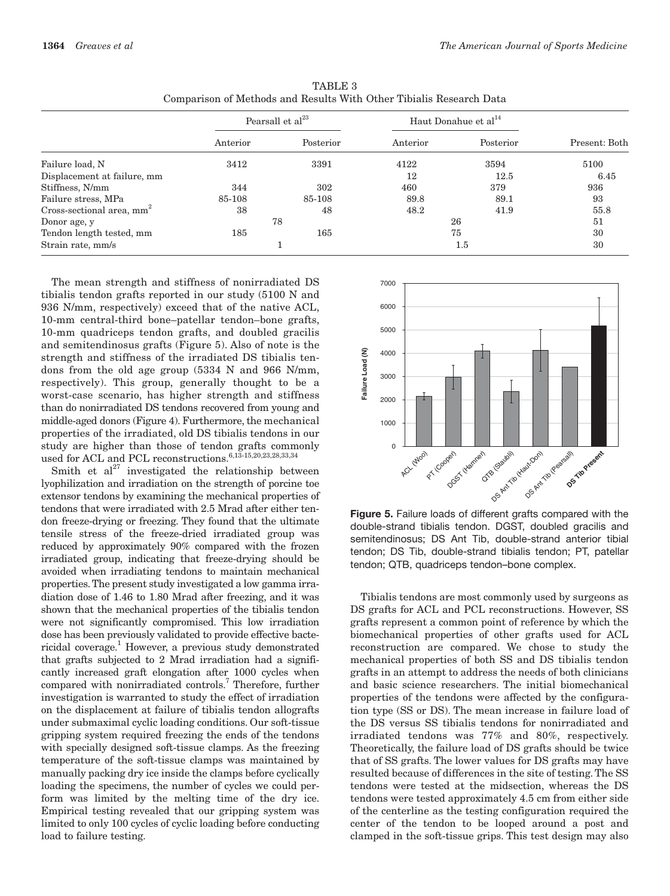TABLE 3
Comparison of Methods and Results With Other Tibialis Research Data

| | Pearsall et al[23] | | Haut Donahue et al[14] | | |
|---|---|---|---|---|---|
| | Anterior | Posterior | Anterior | Posterior | Present: Both |
| Failure load, N | 3412 | 3391 | 4122 | 3594 | 5100 |
| Displacement at failure, mm | | | 12 | 12.5 | 6.45 |
| Stiffness, N/mm | 344 | 302 | 460 | 379 | 936 |
| Failure stress, MPa | 85-108 | 85-108 | 89.8 | 89.1 | 93 |
| Cross-sectional area, mm$^2$ | 38 | 48 | 48.2 | 41.9 | 55.8 |
| Donor age, y | 78 | | 26 | | 51 |
| Tendon length tested, mm | 185 | 165 | 75 | | 30 |
| Strain rate, mm/s | 1 | | 1.5 | | 30 |

The mean strength and stiffness of nonirradiated DS tibialis tendon grafts reported in our study (5100 N and 936 N/mm, respectively) exceed that of the native ACL, 10-mm central-third bone–patellar tendon–bone grafts, 10-mm quadriceps tendon grafts, and doubled gracilis and semitendinosus grafts (Figure 5). Also of note is the strength and stiffness of the irradiated DS tibialis tendons from the old age group (5334 N and 966 N/mm, respectively). This group, generally thought to be a worst-case scenario, has higher strength and stiffness than do nonirradiated DS tendons recovered from young and middle-aged donors (Figure 4). Furthermore, the mechanical properties of the irradiated, old DS tibialis tendons in our study are higher than those of tendon grafts commonly used for ACL and PCL reconstructions.[6,13-15,20,23,28,33,34]

Smith et al[27] investigated the relationship between lyophilization and irradiation on the strength of porcine toe extensor tendons by examining the mechanical properties of tendons that were irradiated with 2.5 Mrad after either tendon freeze-drying or freezing. They found that the ultimate tensile stress of the freeze-dried irradiated group was reduced by approximately 90% compared with the frozen irradiated group, indicating that freeze-drying should be avoided when irradiating tendons to maintain mechanical properties. The present study investigated a low gamma irradiation dose of 1.46 to 1.80 Mrad after freezing, and it was shown that the mechanical properties of the tibialis tendon were not significantly compromised. This low irradiation dose has been previously validated to provide effective bactericidal coverage.[1] However, a previous study demonstrated that grafts subjected to 2 Mrad irradiation had a significantly increased graft elongation after 1000 cycles when compared with nonirradiated controls.[7] Therefore, further investigation is warranted to study the effect of irradiation on the displacement at failure of tibialis tendon allografts under submaximal cyclic loading conditions. Our soft-tissue gripping system required freezing the ends of the tendons with specially designed soft-tissue clamps. As the freezing temperature of the soft-tissue clamps was maintained by manually packing dry ice inside the clamps before cyclically loading the specimens, the number of cycles we could perform was limited by the melting time of the dry ice. Empirical testing revealed that our gripping system was limited to only 100 cycles of cyclic loading before conducting load to failure testing.

**Figure 5.** Failure loads of different grafts compared with the double-strand tibialis tendon. DGST, doubled gracilis and semitendinosus; DS Ant Tib, double-strand anterior tibial tendon; DS Tib, double-strand tibialis tendon; PT, patellar tendon; QTB, quadriceps tendon–bone complex.

Tibialis tendons are most commonly used by surgeons as DS grafts for ACL and PCL reconstructions. However, SS grafts represent a common point of reference by which the biomechanical properties of other grafts used for ACL reconstruction are compared. We chose to study the mechanical properties of both SS and DS tibialis tendon grafts in an attempt to address the needs of both clinicians and basic science researchers. The initial biomechanical properties of the tendons were affected by the configuration type (SS or DS). The mean increase in failure load of the DS versus SS tibialis tendons for nonirradiated and irradiated tendons was 77% and 80%, respectively. Theoretically, the failure load of DS grafts should be twice that of SS grafts. The lower values for DS grafts may have resulted because of differences in the site of testing. The SS tendons were tested at the midsection, whereas the DS tendons were tested approximately 4.5 cm from either side of the centerline as the testing configuration required the center of the tendon to be looped around a post and clamped in the soft-tissue grips. This test design may also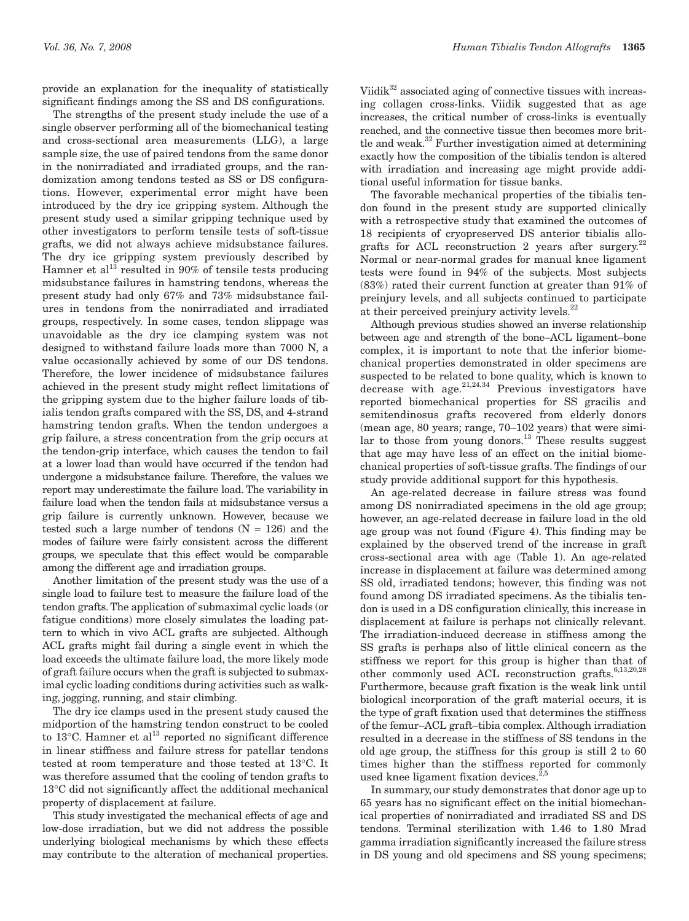provide an explanation for the inequality of statistically significant findings among the SS and DS configurations.

The strengths of the present study include the use of a single observer performing all of the biomechanical testing and cross-sectional area measurements (LLG), a large sample size, the use of paired tendons from the same donor in the nonirradiated and irradiated groups, and the randomization among tendons tested as SS or DS configurations. However, experimental error might have been introduced by the dry ice gripping system. Although the present study used a similar gripping technique used by other investigators to perform tensile tests of soft-tissue grafts, we did not always achieve midsubstance failures. The dry ice gripping system previously described by Hamner et al[13] resulted in 90% of tensile tests producing midsubstance failures in hamstring tendons, whereas the present study had only 67% and 73% midsubstance failures in tendons from the nonirradiated and irradiated groups, respectively. In some cases, tendon slippage was unavoidable as the dry ice clamping system was not designed to withstand failure loads more than 7000 N, a value occasionally achieved by some of our DS tendons. Therefore, the lower incidence of midsubstance failures achieved in the present study might reflect limitations of the gripping system due to the higher failure loads of tibialis tendon grafts compared with the SS, DS, and 4-strand hamstring tendon grafts. When the tendon undergoes a grip failure, a stress concentration from the grip occurs at the tendon-grip interface, which causes the tendon to fail at a lower load than would have occurred if the tendon had undergone a midsubstance failure. Therefore, the values we report may underestimate the failure load. The variability in failure load when the tendon fails at midsubstance versus a grip failure is currently unknown. However, because we tested such a large number of tendons (N = 126) and the modes of failure were fairly consistent across the different groups, we speculate that this effect would be comparable among the different age and irradiation groups.

Another limitation of the present study was the use of a single load to failure test to measure the failure load of the tendon grafts. The application of submaximal cyclic loads (or fatigue conditions) more closely simulates the loading pattern to which in vivo ACL grafts are subjected. Although ACL grafts might fail during a single event in which the load exceeds the ultimate failure load, the more likely mode of graft failure occurs when the graft is subjected to submaximal cyclic loading conditions during activities such as walking, jogging, running, and stair climbing.

The dry ice clamps used in the present study caused the midportion of the hamstring tendon construct to be cooled to 13°C. Hamner et al[13] reported no significant difference in linear stiffness and failure stress for patellar tendons tested at room temperature and those tested at 13°C. It was therefore assumed that the cooling of tendon grafts to 13°C did not significantly affect the additional mechanical property of displacement at failure.

This study investigated the mechanical effects of age and low-dose irradiation, but we did not address the possible underlying biological mechanisms by which these effects may contribute to the alteration of mechanical properties. Viidik[32] associated aging of connective tissues with increasing collagen cross-links. Viidik suggested that as age increases, the critical number of cross-links is eventually reached, and the connective tissue then becomes more brittle and weak.[32] Further investigation aimed at determining exactly how the composition of the tibialis tendon is altered with irradiation and increasing age might provide additional useful information for tissue banks.

The favorable mechanical properties of the tibialis tendon found in the present study are supported clinically with a retrospective study that examined the outcomes of 18 recipients of cryopreserved DS anterior tibialis allografts for ACL reconstruction 2 years after surgery.[22] Normal or near-normal grades for manual knee ligament tests were found in 94% of the subjects. Most subjects (83%) rated their current function at greater than 91% of preinjury levels, and all subjects continued to participate at their perceived preinjury activity levels.[22]

Although previous studies showed an inverse relationship between age and strength of the bone–ACL ligament–bone complex, it is important to note that the inferior biomechanical properties demonstrated in older specimens are suspected to be related to bone quality, which is known to decrease with age.[21,24,34] Previous investigators have reported biomechanical properties for SS gracilis and semitendinosus grafts recovered from elderly donors (mean age, 80 years; range, 70–102 years) that were similar to those from young donors.[13] These results suggest that age may have less of an effect on the initial biomechanical properties of soft-tissue grafts. The findings of our study provide additional support for this hypothesis.

An age-related decrease in failure stress was found among DS nonirradiated specimens in the old age group; however, an age-related decrease in failure load in the old age group was not found (Figure 4). This finding may be explained by the observed trend of the increase in graft cross-sectional area with age (Table 1). An age-related increase in displacement at failure was determined among SS old, irradiated tendons; however, this finding was not found among DS irradiated specimens. As the tibialis tendon is used in a DS configuration clinically, this increase in displacement at failure is perhaps not clinically relevant. The irradiation-induced decrease in stiffness among the SS grafts is perhaps also of little clinical concern as the stiffness we report for this group is higher than that of other commonly used ACL reconstruction grafts.[6,13,20,28] Furthermore, because graft fixation is the weak link until biological incorporation of the graft material occurs, it is the type of graft fixation used that determines the stiffness of the femur–ACL graft–tibia complex. Although irradiation resulted in a decrease in the stiffness of SS tendons in the old age group, the stiffness for this group is still 2 to 60 times higher than the stiffness reported for commonly used knee ligament fixation devices.[2,5]

In summary, our study demonstrates that donor age up to 65 years has no significant effect on the initial biomechanical properties of nonirradiated and irradiated SS and DS tendons. Terminal sterilization with 1.46 to 1.80 Mrad gamma irradiation significantly increased the failure stress in DS young and old specimens and SS young specimens;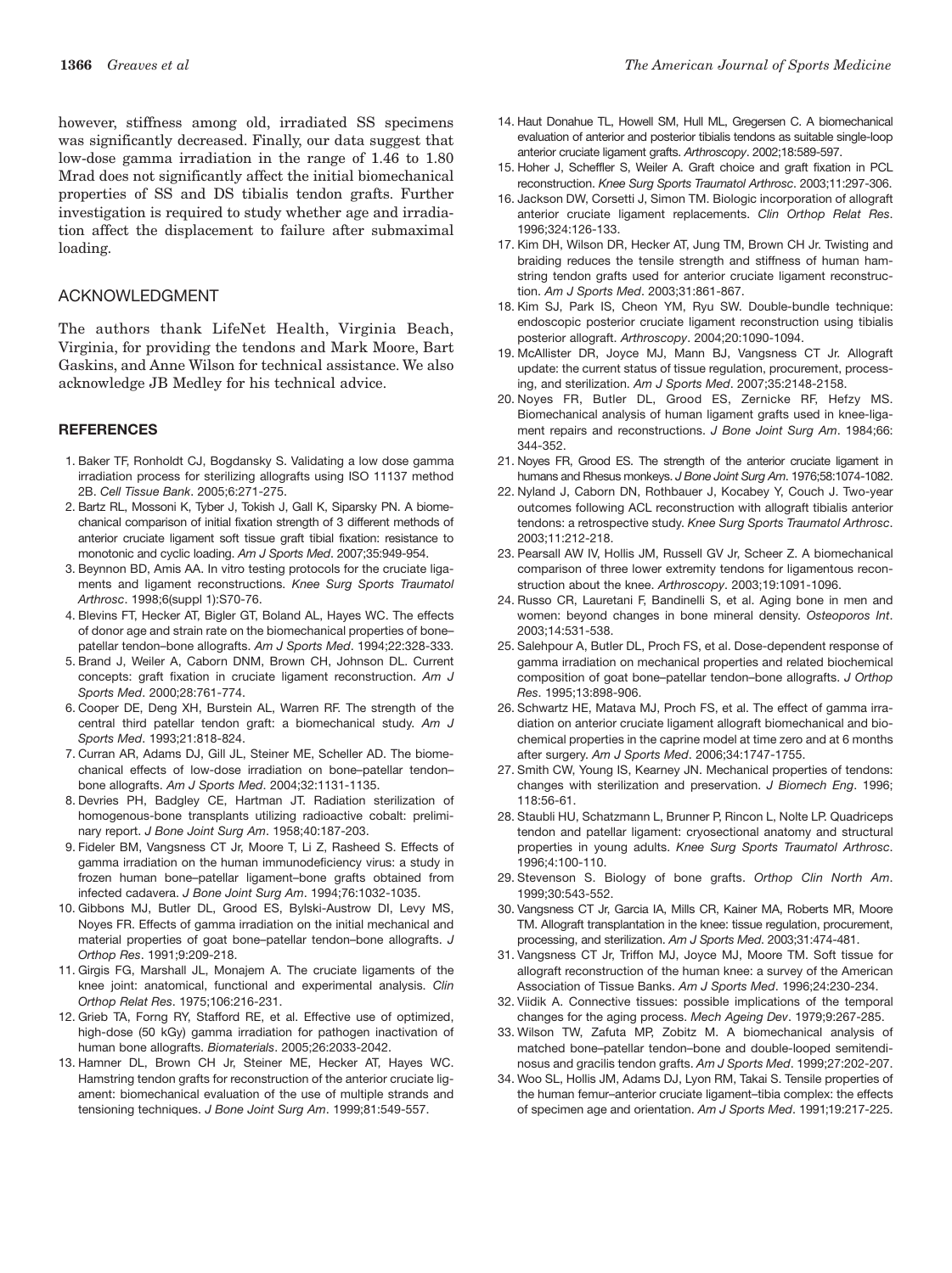however, stiffness among old, irradiated SS specimens was significantly decreased. Finally, our data suggest that low-dose gamma irradiation in the range of 1.46 to 1.80 Mrad does not significantly affect the initial biomechanical properties of SS and DS tibialis tendon grafts. Further investigation is required to study whether age and irradiation affect the displacement to failure after submaximal loading.

## ACKNOWLEDGMENT

The authors thank LifeNet Health, Virginia Beach, Virginia, for providing the tendons and Mark Moore, Bart Gaskins, and Anne Wilson for technical assistance. We also acknowledge JB Medley for his technical advice.

## REFERENCES

1. Baker TF, Ronholdt CJ, Bogdansky S. Validating a low dose gamma irradiation process for sterilizing allografts using ISO 11137 method 2B. *Cell Tissue Bank*. 2005;6:271-275.
2. Bartz RL, Mossoni K, Tyber J, Tokish J, Gall K, Siparsky PN. A biomechanical comparison of initial fixation strength of 3 different methods of anterior cruciate ligament soft tissue graft tibial fixation: resistance to monotonic and cyclic loading. *Am J Sports Med*. 2007;35:949-954.
3. Beynnon BD, Amis AA. In vitro testing protocols for the cruciate ligaments and ligament reconstructions. *Knee Surg Sports Traumatol Arthrosc*. 1998;6(suppl 1):S70-76.
4. Blevins FT, Hecker AT, Bigler GT, Boland AL, Hayes WC. The effects of donor age and strain rate on the biomechanical properties of bone–patellar tendon–bone allografts. *Am J Sports Med*. 1994;22:328-333.
5. Brand J, Weiler A, Caborn DNM, Brown CH, Johnson DL. Current concepts: graft fixation in cruciate ligament reconstruction. *Am J Sports Med*. 2000;28:761-774.
6. Cooper DE, Deng XH, Burstein AL, Warren RF. The strength of the central third patellar tendon graft: a biomechanical study. *Am J Sports Med*. 1993;21:818-824.
7. Curran AR, Adams DJ, Gill JL, Steiner ME, Scheller AD. The biomechanical effects of low-dose irradiation on bone–patellar tendon–bone allografts. *Am J Sports Med*. 2004;32:1131-1135.
8. Devries PH, Badgley CE, Hartman JT. Radiation sterilization of homogenous-bone transplants utilizing radioactive cobalt: preliminary report. *J Bone Joint Surg Am*. 1958;40:187-203.
9. Fideler BM, Vangsness CT Jr, Moore T, Li Z, Rasheed S. Effects of gamma irradiation on the human immunodeficiency virus: a study in frozen human bone–patellar ligament–bone grafts obtained from infected cadavera. *J Bone Joint Surg Am*. 1994;76:1032-1035.
10. Gibbons MJ, Butler DL, Grood ES, Bylski-Austrow DI, Levy MS, Noyes FR. Effects of gamma irradiation on the initial mechanical and material properties of goat bone–patellar tendon–bone allografts. *J Orthop Res*. 1991;9:209-218.
11. Girgis FG, Marshall JL, Monajem A. The cruciate ligaments of the knee joint: anatomical, functional and experimental analysis. *Clin Orthop Relat Res*. 1975;106:216-231.
12. Grieb TA, Forng RY, Stafford RE, et al. Effective use of optimized, high-dose (50 kGy) gamma irradiation for pathogen inactivation of human bone allografts. *Biomaterials*. 2005;26:2033-2042.
13. Hamner DL, Brown CH Jr, Steiner ME, Hecker AT, Hayes WC. Hamstring tendon grafts for reconstruction of the anterior cruciate ligament: biomechanical evaluation of the use of multiple strands and tensioning techniques. *J Bone Joint Surg Am*. 1999;81:549-557.
14. Haut Donahue TL, Howell SM, Hull ML, Gregersen C. A biomechanical evaluation of anterior and posterior tibialis tendons as suitable single-loop anterior cruciate ligament grafts. *Arthroscopy*. 2002;18:589-597.
15. Hoher J, Scheffler S, Weiler A. Graft choice and graft fixation in PCL reconstruction. *Knee Surg Sports Traumatol Arthrosc*. 2003;11:297-306.
16. Jackson DW, Corsetti J, Simon TM. Biologic incorporation of allograft anterior cruciate ligament replacements. *Clin Orthop Relat Res*. 1996;324:126-133.
17. Kim DH, Wilson DR, Hecker AT, Jung TM, Brown CH Jr. Twisting and braiding reduces the tensile strength and stiffness of human hamstring tendon grafts used for anterior cruciate ligament reconstruction. *Am J Sports Med*. 2003;31:861-867.
18. Kim SJ, Park IS, Cheon YM, Ryu SW. Double-bundle technique: endoscopic posterior cruciate ligament reconstruction using tibialis posterior allograft. *Arthroscopy*. 2004;20:1090-1094.
19. McAllister DR, Joyce MJ, Mann BJ, Vangsness CT Jr. Allograft update: the current status of tissue regulation, procurement, processing, and sterilization. *Am J Sports Med*. 2007;35:2148-2158.
20. Noyes FR, Butler DL, Grood ES, Zernicke RF, Hefzy MS. Biomechanical analysis of human ligament grafts used in knee-ligament repairs and reconstructions. *J Bone Joint Surg Am*. 1984;66:344-352.
21. Noyes FR, Grood ES. The strength of the anterior cruciate ligament in humans and Rhesus monkeys. *J Bone Joint Surg Am*. 1976;58:1074-1082.
22. Nyland J, Caborn DN, Rothbauer J, Kocabey Y, Couch J. Two-year outcomes following ACL reconstruction with allograft tibialis anterior tendons: a retrospective study. *Knee Surg Sports Traumatol Arthrosc*. 2003;11:212-218.
23. Pearsall AW IV, Hollis JM, Russell GV Jr, Scheer Z. A biomechanical comparison of three lower extremity tendons for ligamentous reconstruction about the knee. *Arthroscopy*. 2003;19:1091-1096.
24. Russo CR, Lauretani F, Bandinelli S, et al. Aging bone in men and women: beyond changes in bone mineral density. *Osteoporos Int*. 2003;14:531-538.
25. Salehpour A, Butler DL, Proch FS, et al. Dose-dependent response of gamma irradiation on mechanical properties and related biochemical composition of goat bone–patellar tendon–bone allografts. *J Orthop Res*. 1995;13:898-906.
26. Schwartz HE, Matava MJ, Proch FS, et al. The effect of gamma irradiation on anterior cruciate ligament allograft biomechanical and biochemical properties in the caprine model at time zero and at 6 months after surgery. *Am J Sports Med*. 2006;34:1747-1755.
27. Smith CW, Young IS, Kearney JN. Mechanical properties of tendons: changes with sterilization and preservation. *J Biomech Eng*. 1996;118:56-61.
28. Staubli HU, Schatzmann L, Brunner P, Rincon L, Nolte LP. Quadriceps tendon and patellar ligament: cryosectional anatomy and structural properties in young adults. *Knee Surg Sports Traumatol Arthrosc*. 1996;4:100-110.
29. Stevenson S. Biology of bone grafts. *Orthop Clin North Am*. 1999;30:543-552.
30. Vangsness CT Jr, Garcia IA, Mills CR, Kainer MA, Roberts MR, Moore TM. Allograft transplantation in the knee: tissue regulation, procurement, processing, and sterilization. *Am J Sports Med*. 2003;31:474-481.
31. Vangsness CT Jr, Triffon MJ, Joyce MJ, Moore TM. Soft tissue for allograft reconstruction of the human knee: a survey of the American Association of Tissue Banks. *Am J Sports Med*. 1996;24:230-234.
32. Viidik A. Connective tissues: possible implications of the temporal changes for the aging process. *Mech Ageing Dev*. 1979;9:267-285.
33. Wilson TW, Zafuta MP, Zobitz M. A biomechanical analysis of matched bone–patellar tendon–bone and double-looped semitendinosus and gracilis tendon grafts. *Am J Sports Med*. 1999;27:202-207.
34. Woo SL, Hollis JM, Adams DJ, Lyon RM, Takai S. Tensile properties of the human femur–anterior cruciate ligament–tibia complex: the effects of specimen age and orientation. *Am J Sports Med*. 1991;19:217-225.